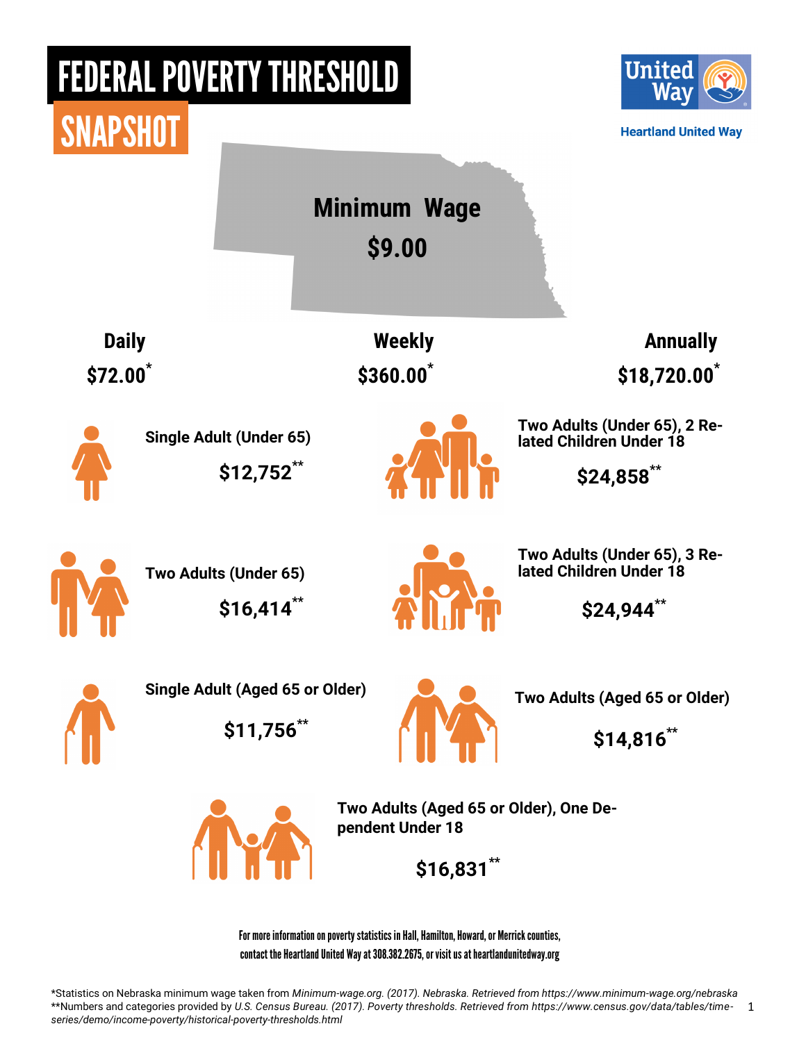# FEDERAL POVERTY THRESHOLD

## SNAPSHOT

Heartland United Way

**Minimum Wage**

**$9.00**

| Daily | Weekly | Annually |
|---|---|---|
| $72.00* | $360.00* | $18,720.00* |

**Single Adult (Under 65)**

**$12,752****

**Two Adults (Under 65), 2 Related Children Under 18**

**$24,858****

**Two Adults (Under 65)**

**$16,414****

**Two Adults (Under 65), 3 Related Children Under 18**

**$24,944****

**Single Adult (Aged 65 or Older)**

**$11,756****

**Two Adults (Aged 65 or Older)**

**$14,816****

**Two Adults (Aged 65 or Older), One Dependent Under 18**

**$16,831****

For more information on poverty statistics in Hall, Hamilton, Howard, or Merrick counties, contact the Heartland United Way at 308.382.2675, or visit us at heartlandunitedway.org

*Statistics on Nebraska minimum wage taken from *Minimum-wage.org. (2017). Nebraska. Retrieved from https://www.minimum-wage.org/nebraska*

**Numbers and categories provided by *U.S. Census Bureau. (2017). Poverty thresholds. Retrieved from https://www.census.gov/data/tables/time-series/demo/income-poverty/historical-poverty-thresholds.html*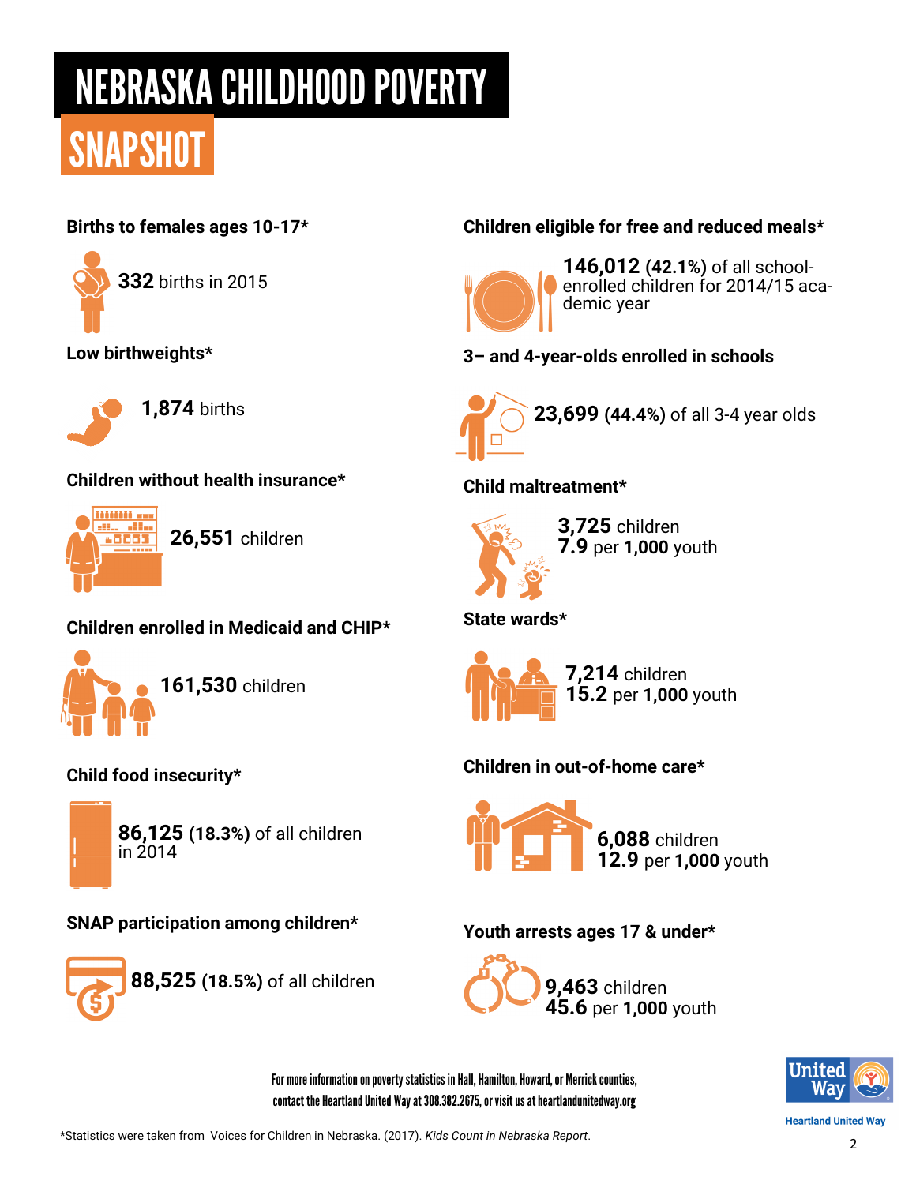# NEBRASKA CHILDHOOD POVERTY

## SNAPSHOT

### Births to females ages 10-17*

**332** births in 2015

### Low birthweights*

**1,874** births

### Children without health insurance*

**26,551** children

### Children enrolled in Medicaid and CHIP*

**161,530** children

### Child food insecurity*

**86,125 (18.3%)** of all children in 2014

### SNAP participation among children*

**88,525 (18.5%)** of all children

### Children eligible for free and reduced meals*

**146,012 (42.1%)** of all school-enrolled children for 2014/15 academic year

### 3– and 4-year-olds enrolled in schools

**23,699 (44.4%)** of all 3-4 year olds

### Child maltreatment*

**3,725** children
**7.9** per **1,000** youth

### State wards*

**7,214** children
**15.2** per **1,000** youth

### Children in out-of-home care*

**6,088** children
**12.9** per **1,000** youth

### Youth arrests ages 17 & under*

**9,463** children
**45.6** per **1,000** youth

For more information on poverty statistics in Hall, Hamilton, Howard, or Merrick counties, contact the Heartland United Way at 308.382.2675, or visit us at heartlandunitedway.org

United Way
Heartland United Way

*Statistics were taken from Voices for Children in Nebraska. (2017). *Kids Count in Nebraska Report*.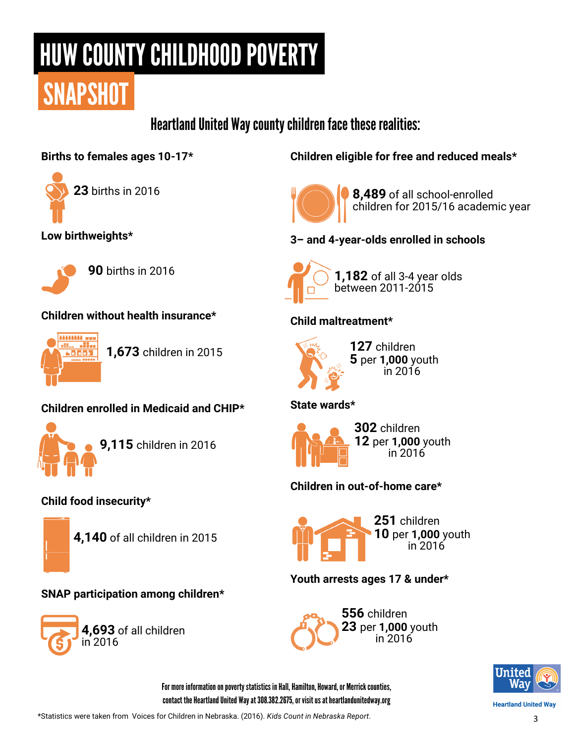# HUW COUNTY CHILDHOOD POVERTY

# SNAPSHOT

## Heartland United Way county children face these realities:

**Births to females ages 10-17***

**23** births in 2016

**Low birthweights***

**90** births in 2016

**Children without health insurance***

**1,673** children in 2015

**Children enrolled in Medicaid and CHIP***

**9,115** children in 2016

**Child food insecurity***

**4,140** of all children in 2015

**SNAP participation among children***

**4,693** of all children in 2016

**Children eligible for free and reduced meals***

**8,489** of all school-enrolled children for 2015/16 academic year

**3– and 4-year-olds enrolled in schools**

**1,182** of all 3-4 year olds between 2011-2015

**Child maltreatment***

**127** children
**5** per **1,000** youth in 2016

**State wards***

**302** children
**12** per **1,000** youth in 2016

**Children in out-of-home care***

**251** children
**10** per **1,000** youth in 2016

**Youth arrests ages 17 & under***

**556** children
**23** per **1,000** youth in 2016

For more information on poverty statistics in Hall, Hamilton, Howard, or Merrick counties, contact the Heartland United Way at 308.382.2675, or visit us at heartlandunitedway.org

United Way
Heartland United Way

*Statistics were taken from Voices for Children in Nebraska. (2016). *Kids Count in Nebraska Report*.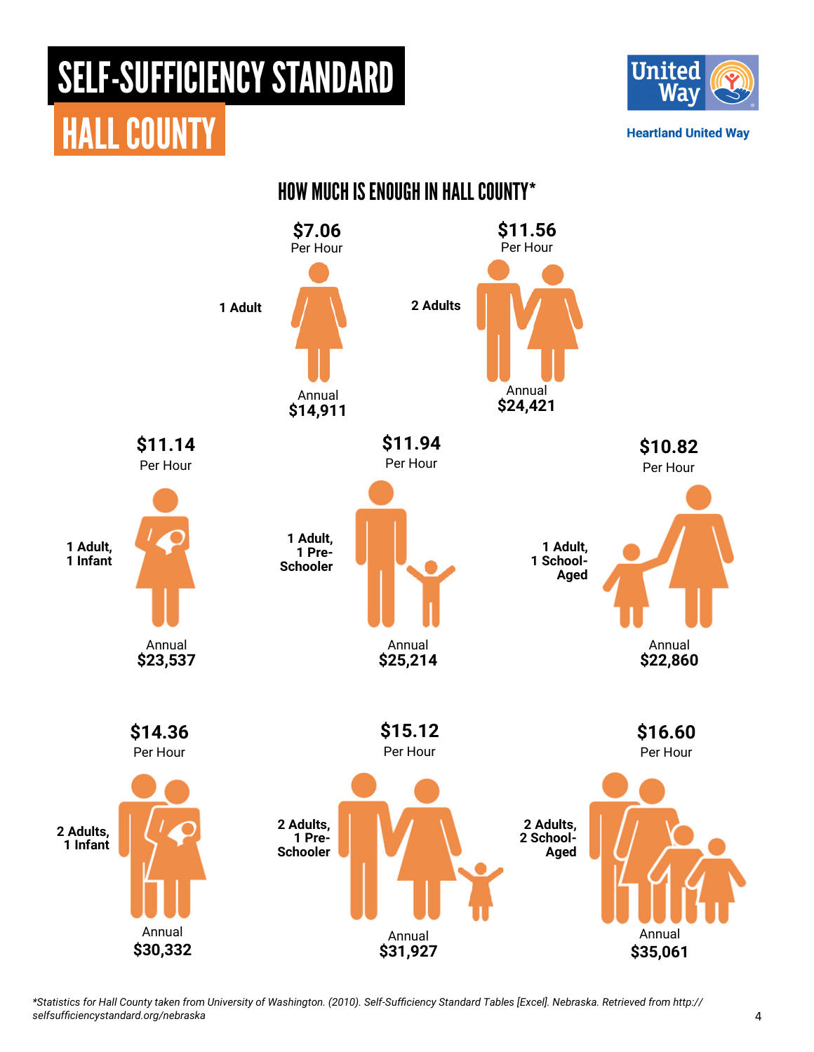# SELF-SUFFICIENCY STANDARD

# HALL COUNTY

Heartland United Way

## HOW MUCH IS ENOUGH IN HALL COUNTY*

| Family Type | Per Hour | Annual |
|---|---|---|
| 1 Adult | $7.06 | $14,911 |
| 2 Adults | $11.56 | $24,421 |
| 1 Adult, 1 Infant | $11.14 | $23,537 |
| 1 Adult, 1 Pre-Schooler | $11.94 | $25,214 |
| 1 Adult, 1 School-Aged | $10.82 | $22,860 |
| 2 Adults, 1 Infant | $14.36 | $30,332 |
| 2 Adults, 1 Pre-Schooler | $15.12 | $31,927 |
| 2 Adults, 2 School-Aged | $16.60 | $35,061 |

*\*Statistics for Hall County taken from University of Washington. (2010). Self-Sufficiency Standard Tables [Excel]. Nebraska. Retrieved from http://selfsufficiencystandard.org/nebraska*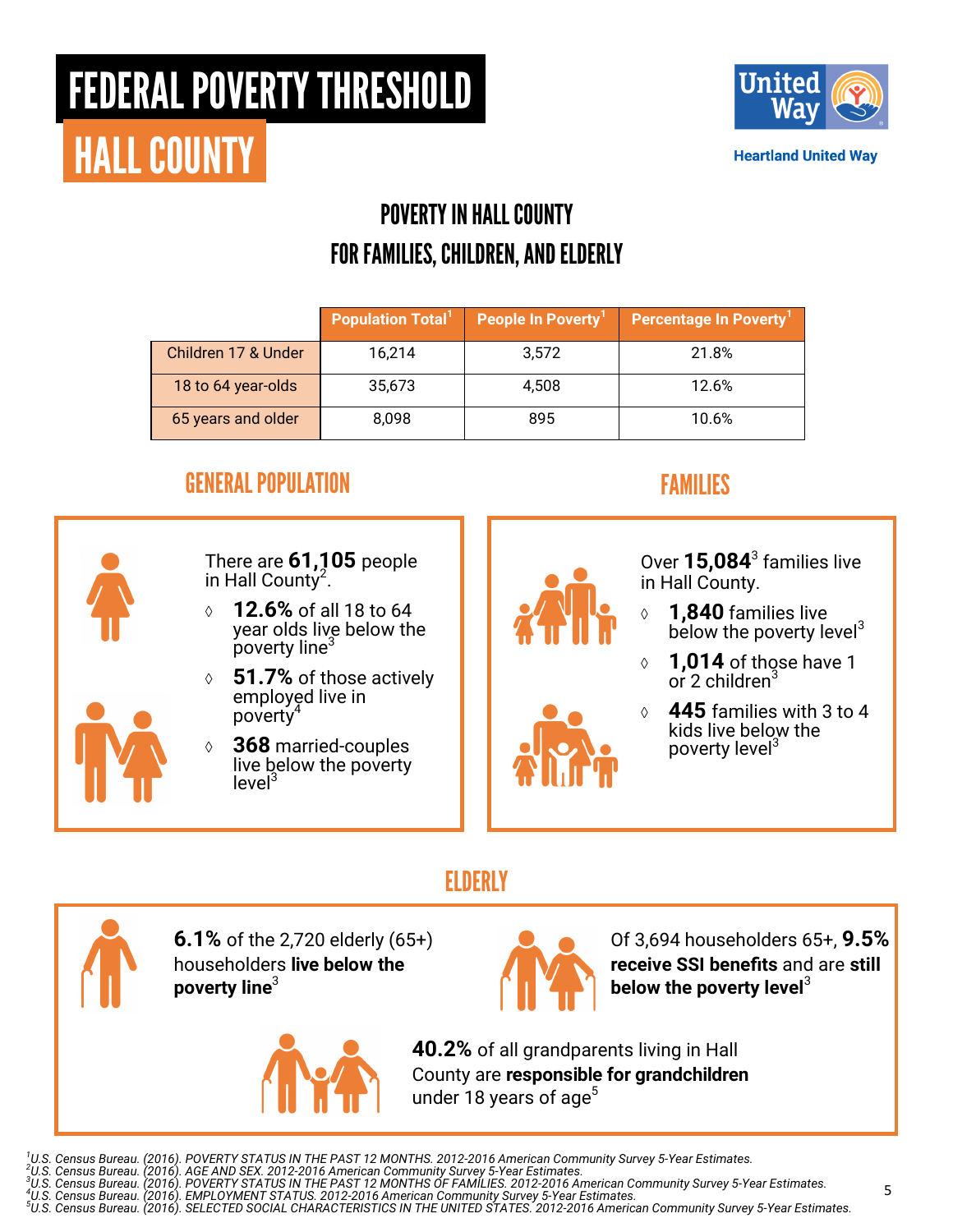# FEDERAL POVERTY THRESHOLD

# HALL COUNTY

Heartland United Way

## POVERTY IN HALL COUNTY FOR FAMILIES, CHILDREN, AND ELDERLY

| | Population Total[1] | People In Poverty[1] | Percentage In Poverty[1] |
|---|---|---|---|
| Children 17 & Under | 16,214 | 3,572 | 21.8% |
| 18 to 64 year-olds | 35,673 | 4,508 | 12.6% |
| 65 years and older | 8,098 | 895 | 10.6% |

## GENERAL POPULATION

There are **61,105** people in Hall County[2].

- **12.6%** of all 18 to 64 year olds live below the poverty line[3]
- **51.7%** of those actively employed live in poverty[4]
- **368** married-couples live below the poverty level[3]

## FAMILIES

Over **15,084**[3] families live in Hall County.

- **1,840** families live below the poverty level[3]
- **1,014** of those have 1 or 2 children[3]
- **445** families with 3 to 4 kids live below the poverty level[3]

## ELDERLY

**6.1%** of the 2,720 elderly (65+) householders **live below the poverty line**[3]

Of 3,694 householders 65+, **9.5% receive SSI benefits** and are **still below the poverty level**[3]

**40.2%** of all grandparents living in Hall County are **responsible for grandchildren** under 18 years of age[5]

---

[1] *U.S. Census Bureau. (2016). POVERTY STATUS IN THE PAST 12 MONTHS. 2012-2016 American Community Survey 5-Year Estimates.*
[2] *U.S. Census Bureau. (2016). AGE AND SEX. 2012-2016 American Community Survey 5-Year Estimates.*
[3] *U.S. Census Bureau. (2016). POVERTY STATUS IN THE PAST 12 MONTHS OF FAMILIES. 2012-2016 American Community Survey 5-Year Estimates.*
[4] *U.S. Census Bureau. (2016). EMPLOYMENT STATUS. 2012-2016 American Community Survey 5-Year Estimates.*
[5] *U.S. Census Bureau. (2016). SELECTED SOCIAL CHARACTERISTICS IN THE UNITED STATES. 2012-2016 American Community Survey 5-Year Estimates.*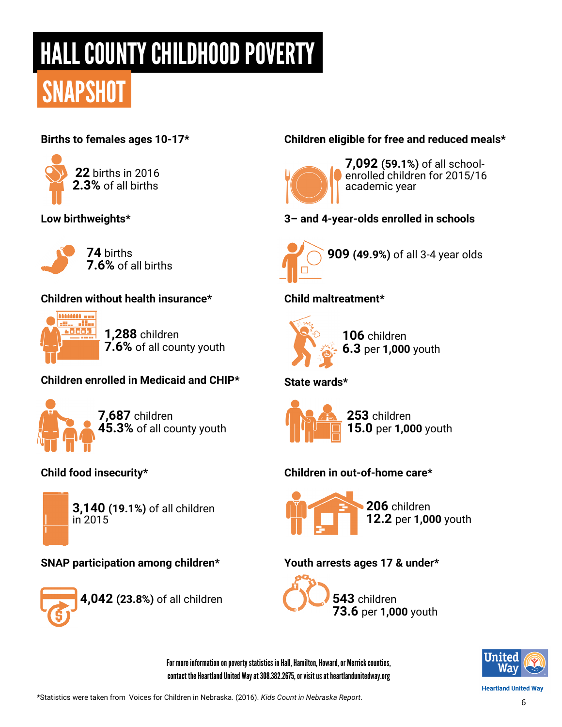# HALL COUNTY CHILDHOOD POVERTY

## SNAPSHOT

### Births to females ages 10-17*

**22** births in 2016
**2.3%** of all births

### Low birthweights*

**74** births
**7.6%** of all births

### Children without health insurance*

**1,288** children
**7.6%** of all county youth

### Children enrolled in Medicaid and CHIP*

**7,687** children
**45.3%** of all county youth

### Child food insecurity*

**3,140 (19.1%)** of all children in 2015

### SNAP participation among children*

**4,042 (23.8%)** of all children

### Children eligible for free and reduced meals*

**7,092 (59.1%)** of all school-enrolled children for 2015/16 academic year

### 3– and 4-year-olds enrolled in schools

**909 (49.9%)** of all 3-4 year olds

### Child maltreatment*

**106** children
**6.3** per **1,000** youth

### State wards*

**253** children
**15.0** per **1,000** youth

### Children in out-of-home care*

**206** children
**12.2** per **1,000** youth

### Youth arrests ages 17 & under*

**543** children
**73.6** per **1,000** youth

For more information on poverty statistics in Hall, Hamilton, Howard, or Merrick counties, contact the Heartland United Way at 308.382.2675, or visit us at heartlandunitedway.org

United Way
Heartland United Way

*Statistics were taken from Voices for Children in Nebraska. (2016). *Kids Count in Nebraska Report*.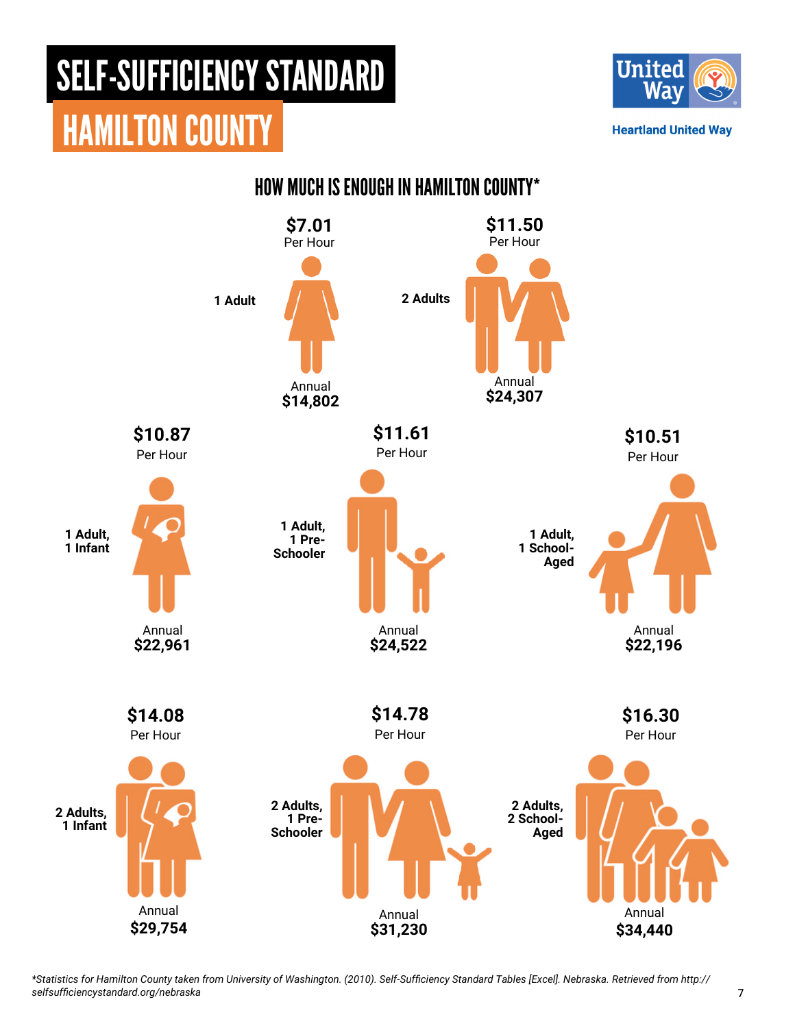# SELF-SUFFICIENCY STANDARD

# HAMILTON COUNTY

Heartland United Way

## HOW MUCH IS ENOUGH IN HAMILTON COUNTY*

| Family Type | Per Hour | Annual |
|---|---|---|
| 1 Adult | $7.01 | $14,802 |
| 2 Adults | $11.50 | $24,307 |
| 1 Adult, 1 Infant | $10.87 | $22,961 |
| 1 Adult, 1 Pre-Schooler | $11.61 | $24,522 |
| 1 Adult, 1 School-Aged | $10.51 | $22,196 |
| 2 Adults, 1 Infant | $14.08 | $29,754 |
| 2 Adults, 1 Pre-Schooler | $14.78 | $31,230 |
| 2 Adults, 2 School-Aged | $16.30 | $34,440 |

*Statistics for Hamilton County taken from University of Washington. (2010). Self-Sufficiency Standard Tables [Excel]. Nebraska. Retrieved from http://selfsufficiencystandard.org/nebraska*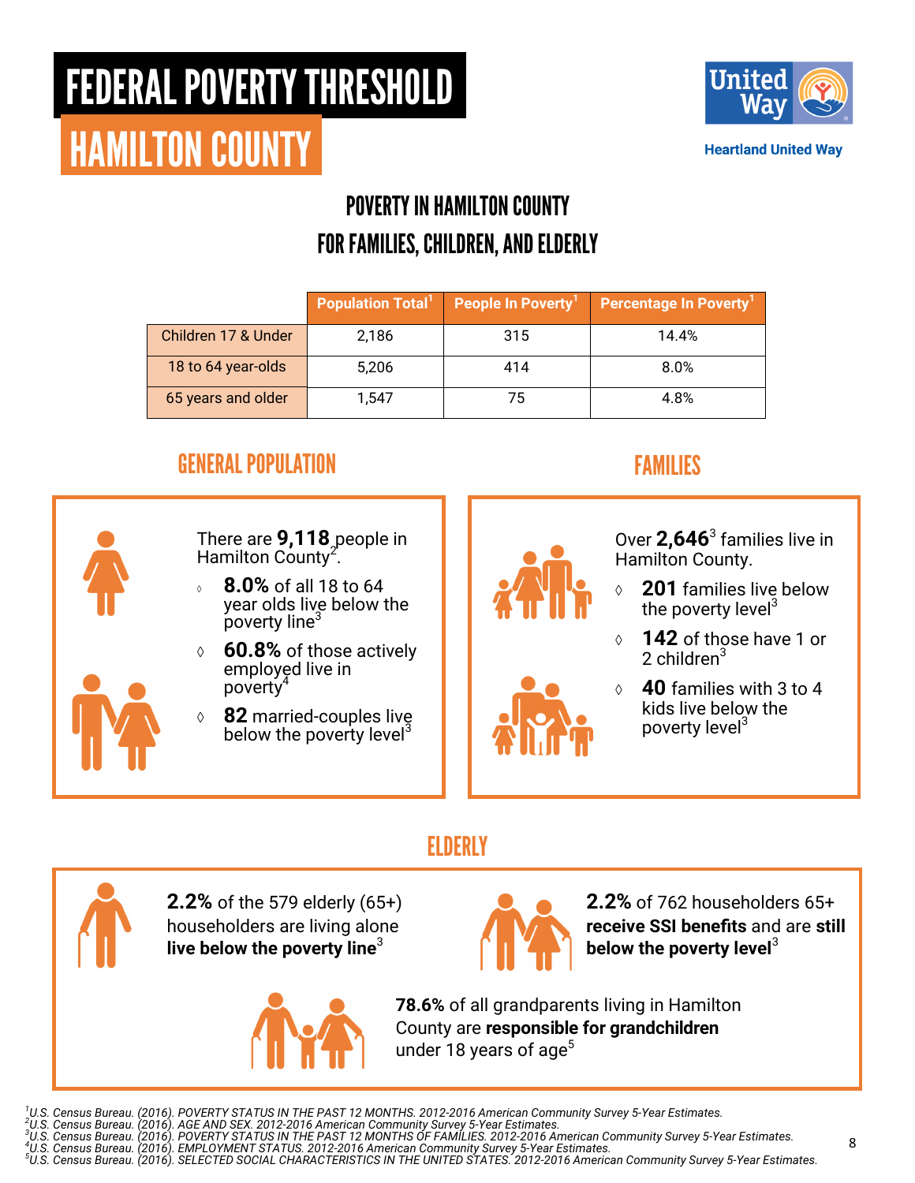# FEDERAL POVERTY THRESHOLD

# HAMILTON COUNTY

Heartland United Way

## POVERTY IN HAMILTON COUNTY
## FOR FAMILIES, CHILDREN, AND ELDERLY

| | Population Total[1] | People In Poverty[1] | Percentage In Poverty[1] |
|---|---|---|---|
| Children 17 & Under | 2,186 | 315 | 14.4% |
| 18 to 64 year-olds | 5,206 | 414 | 8.0% |
| 65 years and older | 1,547 | 75 | 4.8% |

## GENERAL POPULATION

There are **9,118** people in Hamilton County[2].

- **8.0%** of all 18 to 64 year olds live below the poverty line[3]
- **60.8%** of those actively employed live in poverty[4]
- **82** married-couples live below the poverty level[3]

## FAMILIES

Over **2,646**[3] families live in Hamilton County.

- **201** families live below the poverty level[3]
- **142** of those have 1 or 2 children[3]
- **40** families with 3 to 4 kids live below the poverty level[3]

## ELDERLY

**2.2%** of the 579 elderly (65+) householders are living alone **live below the poverty line**[3]

**2.2%** of 762 householders 65+ **receive SSI benefits** and are **still below the poverty level**[3]

**78.6%** of all grandparents living in Hamilton County are **responsible for grandchildren** under 18 years of age[5]

---

[1] *U.S. Census Bureau. (2016). POVERTY STATUS IN THE PAST 12 MONTHS. 2012-2016 American Community Survey 5-Year Estimates.*
[2] *U.S. Census Bureau. (2016). AGE AND SEX. 2012-2016 American Community Survey 5-Year Estimates.*
[3] *U.S. Census Bureau. (2016). POVERTY STATUS IN THE PAST 12 MONTHS OF FAMILIES. 2012-2016 American Community Survey 5-Year Estimates.*
[4] *U.S. Census Bureau. (2016). EMPLOYMENT STATUS. 2012-2016 American Community Survey 5-Year Estimates.*
[5] *U.S. Census Bureau. (2016). SELECTED SOCIAL CHARACTERISTICS IN THE UNITED STATES. 2012-2016 American Community Survey 5-Year Estimates.*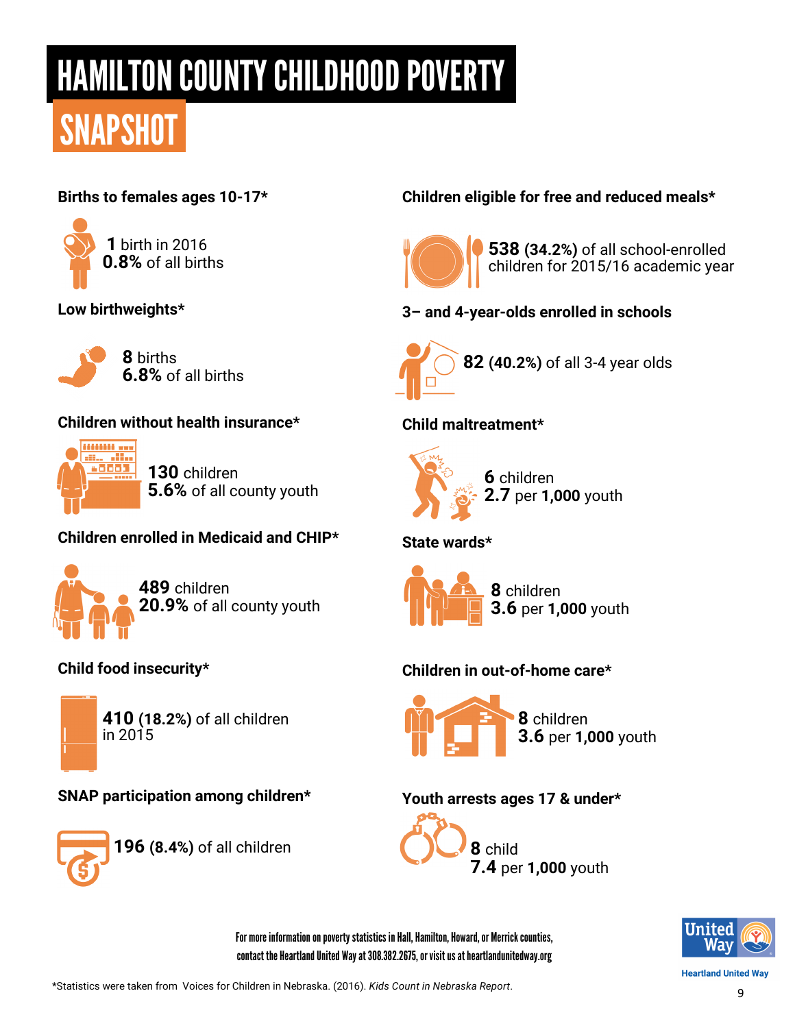# HAMILTON COUNTY CHILDHOOD POVERTY

## SNAPSHOT

### Births to females ages 10-17*

**1** birth in 2016
**0.8%** of all births

### Low birthweights*

**8** births
**6.8%** of all births

### Children without health insurance*

**130** children
**5.6%** of all county youth

### Children enrolled in Medicaid and CHIP*

**489** children
**20.9%** of all county youth

### Child food insecurity*

**410** **(18.2%)** of all children in 2015

### SNAP participation among children*

**196** **(8.4%)** of all children

### Children eligible for free and reduced meals*

**538** **(34.2%)** of all school-enrolled children for 2015/16 academic year

### 3– and 4-year-olds enrolled in schools

**82** **(40.2%)** of all 3-4 year olds

### Child maltreatment*

**6** children
**2.7** per **1,000** youth

### State wards*

**8** children
**3.6** per **1,000** youth

### Children in out-of-home care*

**8** children
**3.6** per **1,000** youth

### Youth arrests ages 17 & under*

**8** child
**7.4** per **1,000** youth

For more information on poverty statistics in Hall, Hamilton, Howard, or Merrick counties, contact the Heartland United Way at 308.382.2675, or visit us at heartlandunitedway.org

United Way
Heartland United Way

*Statistics were taken from Voices for Children in Nebraska. (2016). *Kids Count in Nebraska Report*.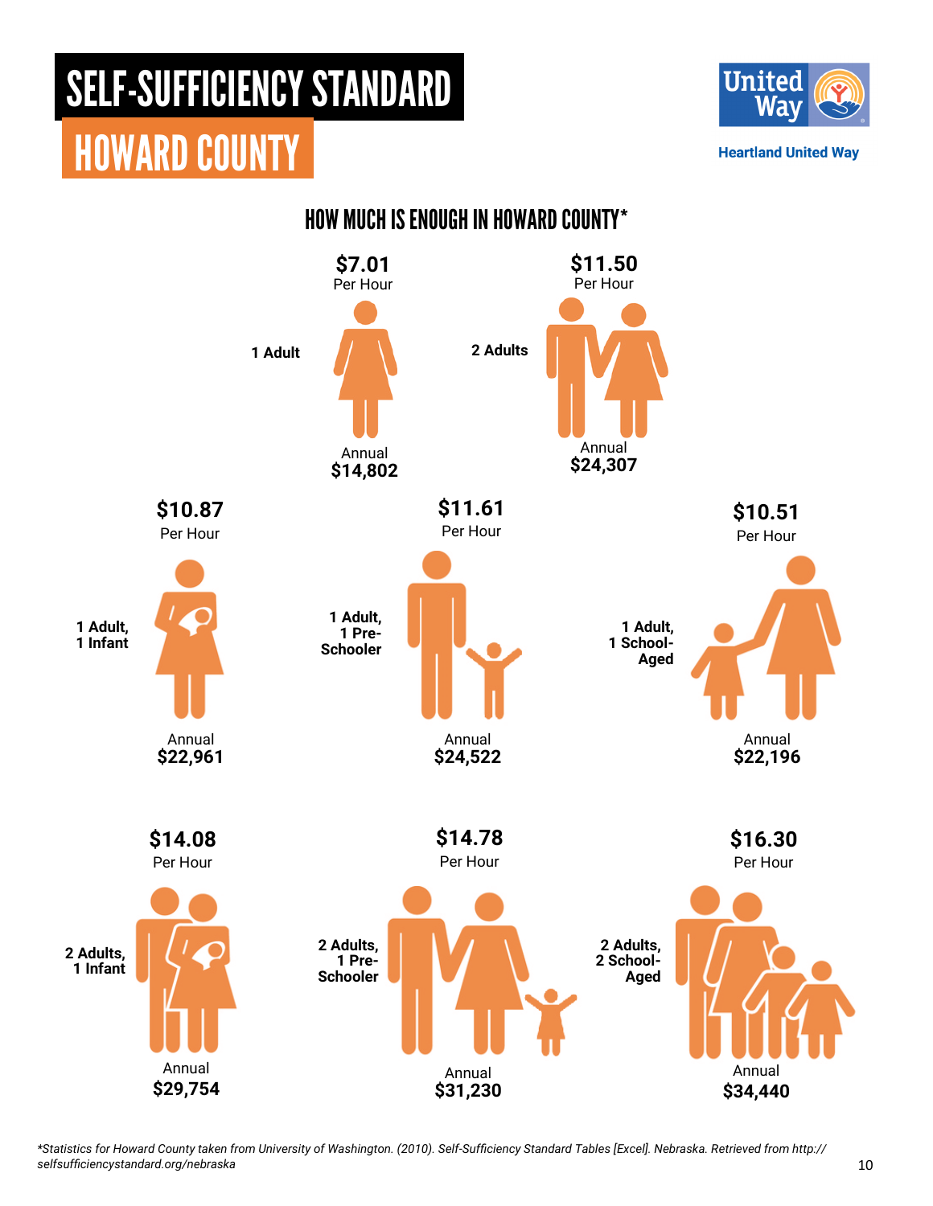# SELF-SUFFICIENCY STANDARD

## HOWARD COUNTY

Heartland United Way

### HOW MUCH IS ENOUGH IN HOWARD COUNTY*

**1 Adult**
**$7.01** Per Hour
Annual **$14,802**

**2 Adults**
**$11.50** Per Hour
Annual **$24,307**

**1 Adult, 1 Infant**
**$10.87** Per Hour
Annual **$22,961**

**1 Adult, 1 Pre-Schooler**
**$11.61** Per Hour
Annual **$24,522**

**1 Adult, 1 School-Aged**
**$10.51** Per Hour
Annual **$22,196**

**2 Adults, 1 Infant**
**$14.08** Per Hour
Annual **$29,754**

**2 Adults, 1 Pre-Schooler**
**$14.78** Per Hour
Annual **$31,230**

**2 Adults, 2 School-Aged**
**$16.30** Per Hour
Annual **$34,440**

*\*Statistics for Howard County taken from University of Washington. (2010). Self-Sufficiency Standard Tables [Excel]. Nebraska. Retrieved from http://selfsufficiencystandard.org/nebraska*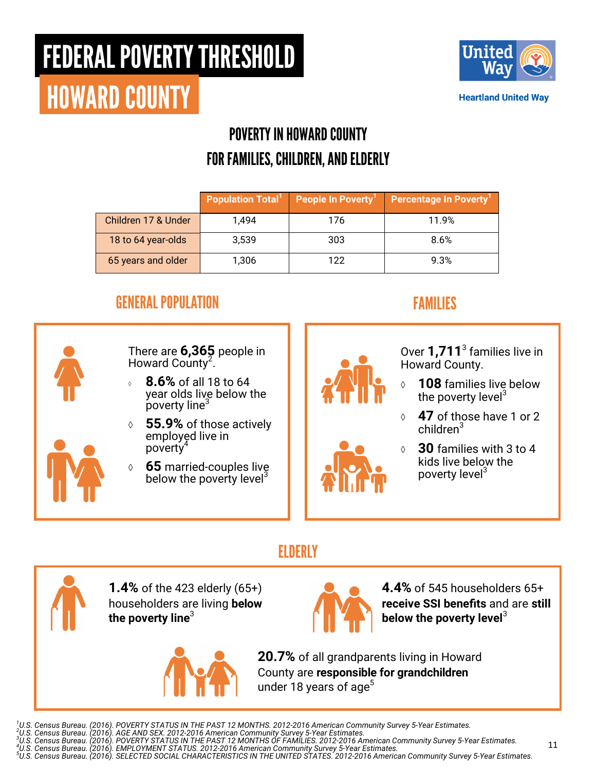# FEDERAL POVERTY THRESHOLD

# HOWARD COUNTY

Heartland United Way

## POVERTY IN HOWARD COUNTY FOR FAMILIES, CHILDREN, AND ELDERLY

| | Population Total[1] | People In Poverty[1] | Percentage In Poverty[1] |
|---|---|---|---|
| Children 17 & Under | 1,494 | 176 | 11.9% |
| 18 to 64 year-olds | 3,539 | 303 | 8.6% |
| 65 years and older | 1,306 | 122 | 9.3% |

## GENERAL POPULATION

There are **6,365** people in Howard County[2].

- **8.6%** of all 18 to 64 year olds live below the poverty line[3]
- **55.9%** of those actively employed live in poverty[4]
- **65** married-couples live below the poverty level[3]

## FAMILIES

Over **1,711**[3] families live in Howard County.

- **108** families live below the poverty level[3]
- **47** of those have 1 or 2 children[3]
- **30** families with 3 to 4 kids live below the poverty level[3]

## ELDERLY

**1.4%** of the 423 elderly (65+) householders are living **below the poverty line**[3]

**4.4%** of 545 householders 65+ **receive SSI benefits** and are **still below the poverty level**[3]

**20.7%** of all grandparents living in Howard County are **responsible for grandchildren** under 18 years of age[5]

[1]U.S. Census Bureau. (2016). POVERTY STATUS IN THE PAST 12 MONTHS. 2012-2016 American Community Survey 5-Year Estimates.
[2]U.S. Census Bureau. (2016). AGE AND SEX. 2012-2016 American Community Survey 5-Year Estimates.
[3]U.S. Census Bureau. (2016). POVERTY STATUS IN THE PAST 12 MONTHS OF FAMILIES. 2012-2016 American Community Survey 5-Year Estimates.
[4]U.S. Census Bureau. (2016). EMPLOYMENT STATUS. 2012-2016 American Community Survey 5-Year Estimates.
[5]U.S. Census Bureau. (2016). SELECTED SOCIAL CHARACTERISTICS IN THE UNITED STATES. 2012-2016 American Community Survey 5-Year Estimates.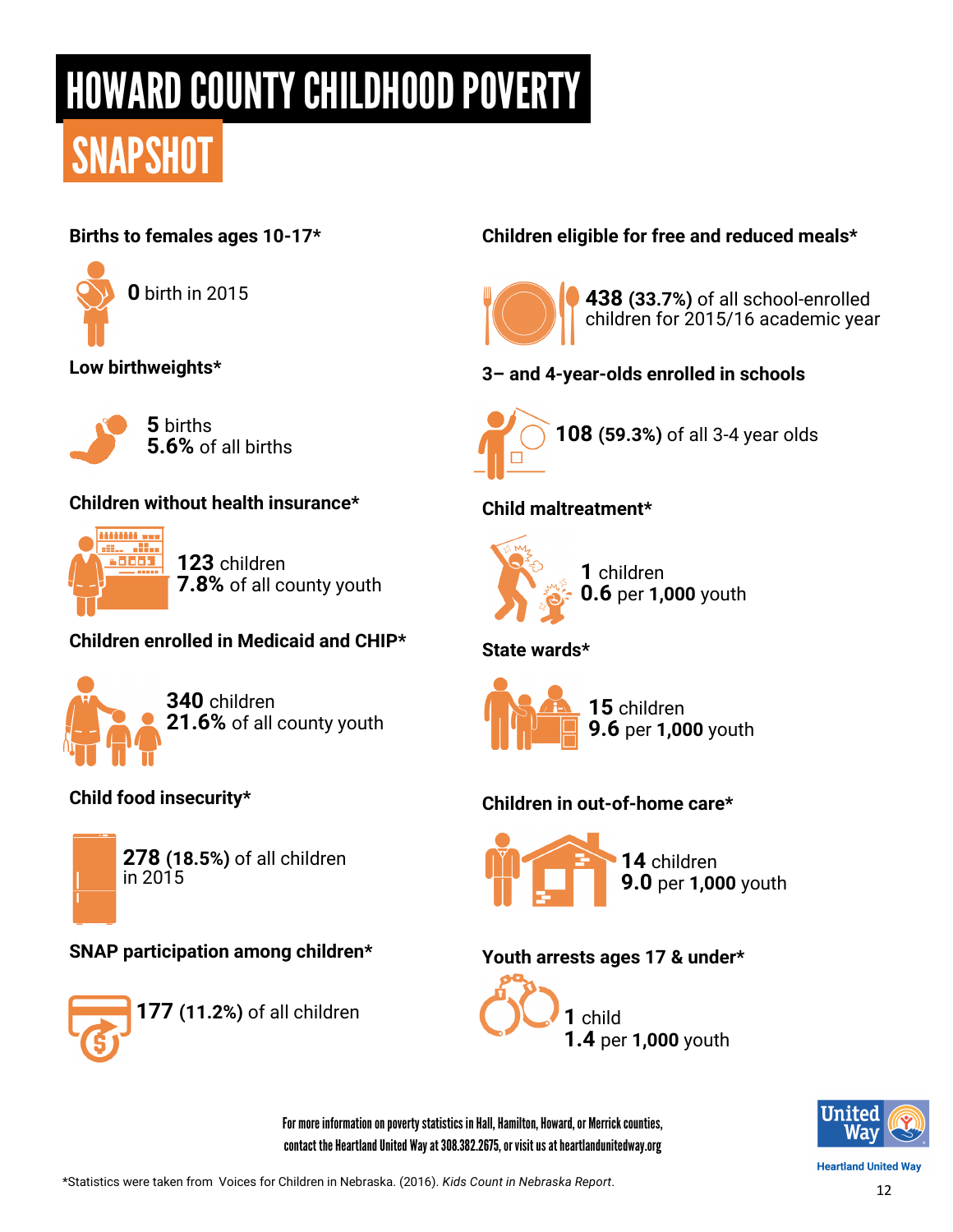# HOWARD COUNTY CHILDHOOD POVERTY

## SNAPSHOT

### Births to females ages 10-17*

**0** birth in 2015

### Low birthweights*

**5** births
**5.6%** of all births

### Children without health insurance*

**123** children
**7.8%** of all county youth

### Children enrolled in Medicaid and CHIP*

**340** children
**21.6%** of all county youth

### Child food insecurity*

**278 (18.5%)** of all children in 2015

### SNAP participation among children*

**177 (11.2%)** of all children

### Children eligible for free and reduced meals*

**438 (33.7%)** of all school-enrolled children for 2015/16 academic year

### 3– and 4-year-olds enrolled in schools

**108 (59.3%)** of all 3-4 year olds

### Child maltreatment*

**1** children
**0.6** per **1,000** youth

### State wards*

**15** children
**9.6** per **1,000** youth

### Children in out-of-home care*

**14** children
**9.0** per **1,000** youth

### Youth arrests ages 17 & under*

**1** child
**1.4** per **1,000** youth

For more information on poverty statistics in Hall, Hamilton, Howard, or Merrick counties, contact the Heartland United Way at 308.382.2675, or visit us at heartlandunitedway.org

United Way
Heartland United Way

*Statistics were taken from Voices for Children in Nebraska. (2016). *Kids Count in Nebraska Report*.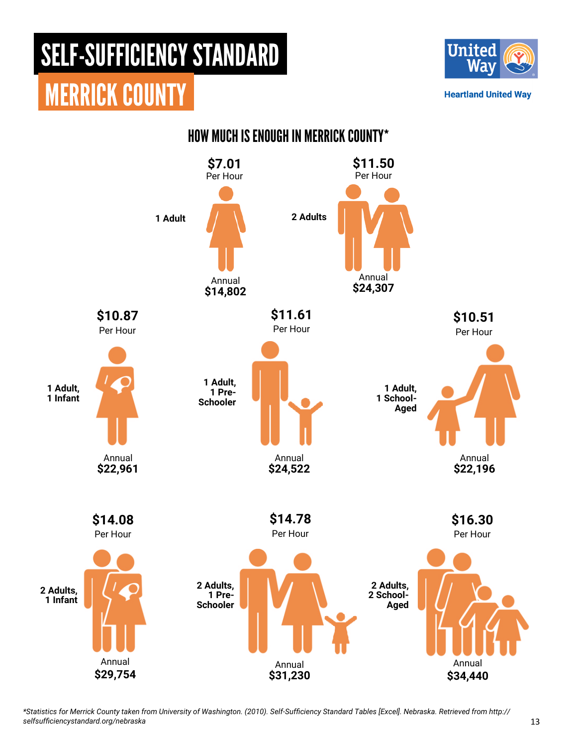# SELF-SUFFICIENCY STANDARD

## MERRICK COUNTY

Heartland United Way

### HOW MUCH IS ENOUGH IN MERRICK COUNTY*

| Family Type | Per Hour | Annual |
|---|---|---|
| 1 Adult | $7.01 | $14,802 |
| 2 Adults | $11.50 | $24,307 |
| 1 Adult, 1 Infant | $10.87 | $22,961 |
| 1 Adult, 1 Pre-Schooler | $11.61 | $24,522 |
| 1 Adult, 1 School-Aged | $10.51 | $22,196 |
| 2 Adults, 1 Infant | $14.08 | $29,754 |
| 2 Adults, 1 Pre-Schooler | $14.78 | $31,230 |
| 2 Adults, 2 School-Aged | $16.30 | $34,440 |

*\*Statistics for Merrick County taken from University of Washington. (2010). Self-Sufficiency Standard Tables [Excel]. Nebraska. Retrieved from http://selfsufficiencystandard.org/nebraska*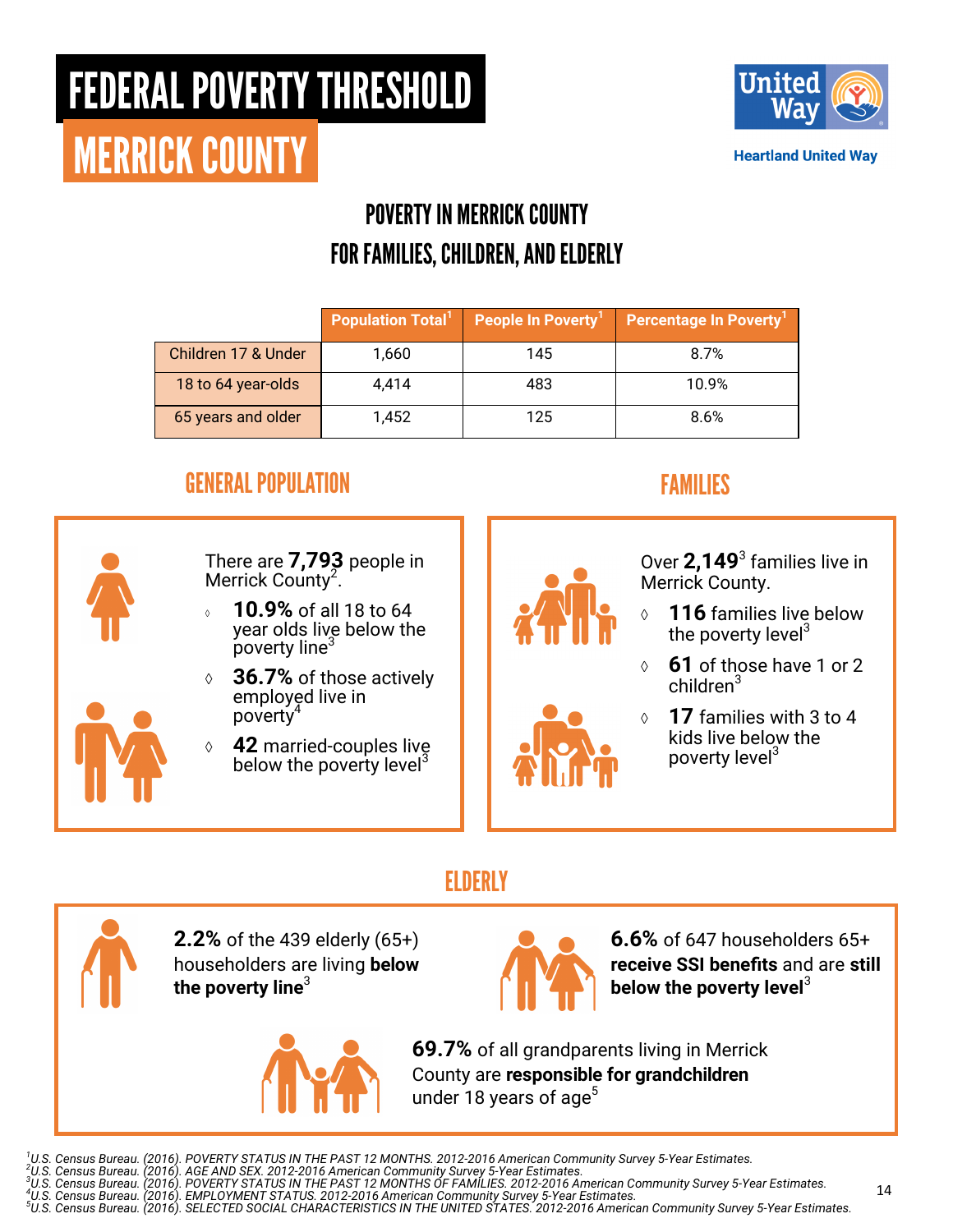# FEDERAL POVERTY THRESHOLD

# MERRICK COUNTY

Heartland United Way

## POVERTY IN MERRICK COUNTY FOR FAMILIES, CHILDREN, AND ELDERLY

| | Population Total[1] | People In Poverty[1] | Percentage In Poverty[1] |
|---|---|---|---|
| Children 17 & Under | 1,660 | 145 | 8.7% |
| 18 to 64 year-olds | 4,414 | 483 | 10.9% |
| 65 years and older | 1,452 | 125 | 8.6% |

## GENERAL POPULATION

There are **7,793** people in Merrick County[2].

- **10.9%** of all 18 to 64 year olds live below the poverty line[3]
- **36.7%** of those actively employed live in poverty[4]
- **42** married-couples live below the poverty level[3]

## FAMILIES

Over **2,149**[3] families live in Merrick County.

- **116** families live below the poverty level[3]
- **61** of those have 1 or 2 children[3]
- **17** families with 3 to 4 kids live below the poverty level[3]

## ELDERLY

**2.2%** of the 439 elderly (65+) householders are living **below the poverty line**[3]

**6.6%** of 647 householders 65+ **receive SSI benefits** and are **still below the poverty level**[3]

**69.7%** of all grandparents living in Merrick County are **responsible for grandchildren** under 18 years of age[5]

---

[1] *U.S. Census Bureau. (2016). POVERTY STATUS IN THE PAST 12 MONTHS. 2012-2016 American Community Survey 5-Year Estimates.*
[2] *U.S. Census Bureau. (2016). AGE AND SEX. 2012-2016 American Community Survey 5-Year Estimates.*
[3] *U.S. Census Bureau. (2016). POVERTY STATUS IN THE PAST 12 MONTHS OF FAMILIES. 2012-2016 American Community Survey 5-Year Estimates.*
[4] *U.S. Census Bureau. (2016). EMPLOYMENT STATUS. 2012-2016 American Community Survey 5-Year Estimates.*
[5] *U.S. Census Bureau. (2016). SELECTED SOCIAL CHARACTERISTICS IN THE UNITED STATES. 2012-2016 American Community Survey 5-Year Estimates.*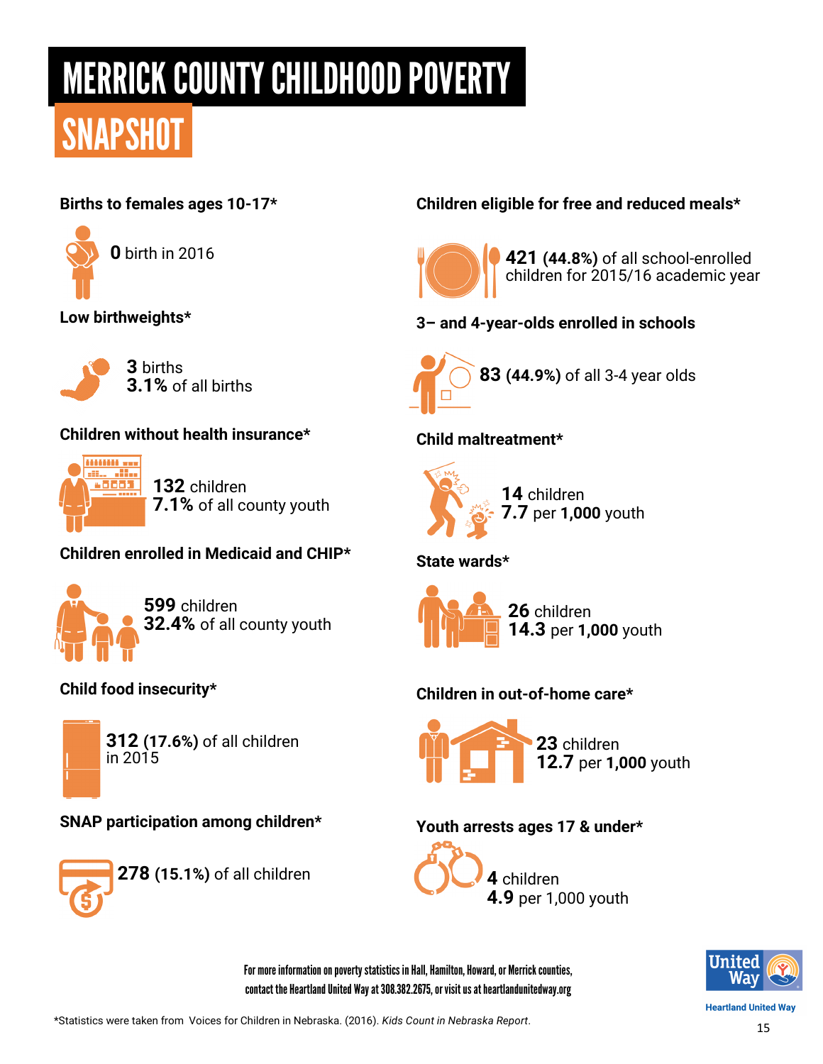# MERRICK COUNTY CHILDHOOD POVERTY

## SNAPSHOT

### Births to females ages 10-17*

**0** birth in 2016

### Low birthweights*

**3** births
**3.1%** of all births

### Children without health insurance*

**132** children
**7.1%** of all county youth

### Children enrolled in Medicaid and CHIP*

**599** children
**32.4%** of all county youth

### Child food insecurity*

**312 (17.6%)** of all children in 2015

### SNAP participation among children*

**278 (15.1%)** of all children

### Children eligible for free and reduced meals*

**421 (44.8%)** of all school-enrolled children for 2015/16 academic year

### 3– and 4-year-olds enrolled in schools

**83 (44.9%)** of all 3-4 year olds

### Child maltreatment*

**14** children
**7.7** per **1,000** youth

### State wards*

**26** children
**14.3** per **1,000** youth

### Children in out-of-home care*

**23** children
**12.7** per **1,000** youth

### Youth arrests ages 17 & under*

**4** children
**4.9** per 1,000 youth

For more information on poverty statistics in Hall, Hamilton, Howard, or Merrick counties, contact the Heartland United Way at 308.382.2675, or visit us at heartlandunitedway.org

United Way
Heartland United Way

*Statistics were taken from Voices for Children in Nebraska. (2016). *Kids Count in Nebraska Report*.